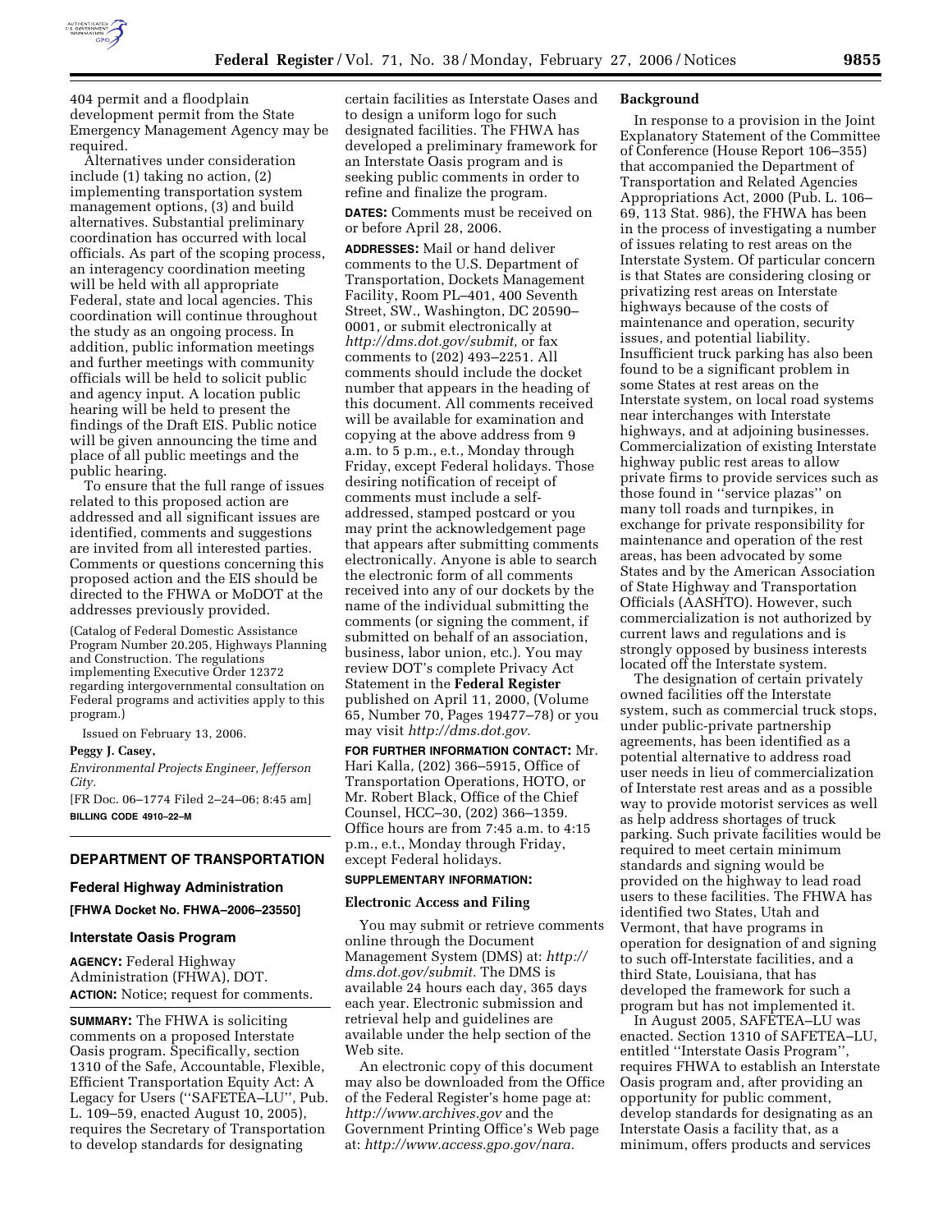404 permit and a floodplain development permit from the State Emergency Management Agency may be required.

Alternatives under consideration include (1) taking no action, (2) implementing transportation system management options, (3) and build alternatives. Substantial preliminary coordination has occurred with local officials. As part of the scoping process, an interagency coordination meeting will be held with all appropriate Federal, state and local agencies. This coordination will continue throughout the study as an ongoing process. In addition, public information meetings and further meetings with community officials will be held to solicit public and agency input. A location public hearing will be held to present the findings of the Draft EIS. Public notice will be given announcing the time and place of all public meetings and the public hearing.

To ensure that the full range of issues related to this proposed action are addressed and all significant issues are identified, comments and suggestions are invited from all interested parties. Comments or questions concerning this proposed action and the EIS should be directed to the FHWA or MoDOT at the addresses previously provided.

(Catalog of Federal Domestic Assistance Program Number 20.205, Highways Planning and Construction. The regulations implementing Executive Order 12372 regarding intergovernmental consultation on Federal programs and activities apply to this program.)

Issued on February 13, 2006.

**Peggy J. Casey,**

*Environmental Projects Engineer, Jefferson City.*

[FR Doc. 06–1774 Filed 2–24–06; 8:45 am]

**BILLING CODE 4910–22–M**

---

## DEPARTMENT OF TRANSPORTATION

### Federal Highway Administration

**[FHWA Docket No. FHWA–2006–23550]**

### Interstate Oasis Program

**AGENCY:** Federal Highway Administration (FHWA), DOT.

**ACTION:** Notice; request for comments.

**SUMMARY:** The FHWA is soliciting comments on a proposed Interstate Oasis program. Specifically, section 1310 of the Safe, Accountable, Flexible, Efficient Transportation Equity Act: A Legacy for Users (''SAFETEA–LU'', Pub. L. 109–59, enacted August 10, 2005), requires the Secretary of Transportation to develop standards for designating certain facilities as Interstate Oases and to design a uniform logo for such designated facilities. The FHWA has developed a preliminary framework for an Interstate Oasis program and is seeking public comments in order to refine and finalize the program.

**DATES:** Comments must be received on or before April 28, 2006.

**ADDRESSES:** Mail or hand deliver comments to the U.S. Department of Transportation, Dockets Management Facility, Room PL–401, 400 Seventh Street, SW., Washington, DC 20590–0001, or submit electronically at *http://dms.dot.gov/submit,* or fax comments to (202) 493–2251. All comments should include the docket number that appears in the heading of this document. All comments received will be available for examination and copying at the above address from 9 a.m. to 5 p.m., e.t., Monday through Friday, except Federal holidays. Those desiring notification of receipt of comments must include a self-addressed, stamped postcard or you may print the acknowledgement page that appears after submitting comments electronically. Anyone is able to search the electronic form of all comments received into any of our dockets by the name of the individual submitting the comments (or signing the comment, if submitted on behalf of an association, business, labor union, etc.). You may review DOT's complete Privacy Act Statement in the **Federal Register** published on April 11, 2000, (Volume 65, Number 70, Pages 19477–78) or you may visit *http://dms.dot.gov.*

**FOR FURTHER INFORMATION CONTACT:** Mr. Hari Kalla, (202) 366–5915, Office of Transportation Operations, HOTO, or Mr. Robert Black, Office of the Chief Counsel, HCC–30, (202) 366–1359. Office hours are from 7:45 a.m. to 4:15 p.m., e.t., Monday through Friday, except Federal holidays.

**SUPPLEMENTARY INFORMATION:**

#### Electronic Access and Filing

You may submit or retrieve comments online through the Document Management System (DMS) at: *http://dms.dot.gov/submit.* The DMS is available 24 hours each day, 365 days each year. Electronic submission and retrieval help and guidelines are available under the help section of the Web site.

An electronic copy of this document may also be downloaded from the Office of the Federal Register's home page at: *http://www.archives.gov* and the Government Printing Office's Web page at: *http://www.access.gpo.gov/nara.*

#### Background

In response to a provision in the Joint Explanatory Statement of the Committee of Conference (House Report 106–355) that accompanied the Department of Transportation and Related Agencies Appropriations Act, 2000 (Pub. L. 106–69, 113 Stat. 986), the FHWA has been in the process of investigating a number of issues relating to rest areas on the Interstate System. Of particular concern is that States are considering closing or privatizing rest areas on Interstate highways because of the costs of maintenance and operation, security issues, and potential liability. Insufficient truck parking has also been found to be a significant problem in some States at rest areas on the Interstate system, on local road systems near interchanges with Interstate highways, and at adjoining businesses. Commercialization of existing Interstate highway public rest areas to allow private firms to provide services such as those found in ''service plazas'' on many toll roads and turnpikes, in exchange for private responsibility for maintenance and operation of the rest areas, has been advocated by some States and by the American Association of State Highway and Transportation Officials (AASHTO). However, such commercialization is not authorized by current laws and regulations and is strongly opposed by business interests located off the Interstate system.

The designation of certain privately owned facilities off the Interstate system, such as commercial truck stops, under public-private partnership agreements, has been identified as a potential alternative to address road user needs in lieu of commercialization of Interstate rest areas and as a possible way to provide motorist services as well as help address shortages of truck parking. Such private facilities would be required to meet certain minimum standards and signing would be provided on the highway to lead road users to these facilities. The FHWA has identified two States, Utah and Vermont, that have programs in operation for designation of and signing to such off-Interstate facilities, and a third State, Louisiana, that has developed the framework for such a program but has not implemented it.

In August 2005, SAFETEA–LU was enacted. Section 1310 of SAFETEA–LU, entitled ''Interstate Oasis Program'', requires FHWA to establish an Interstate Oasis program and, after providing an opportunity for public comment, develop standards for designating as an Interstate Oasis a facility that, as a minimum, offers products and services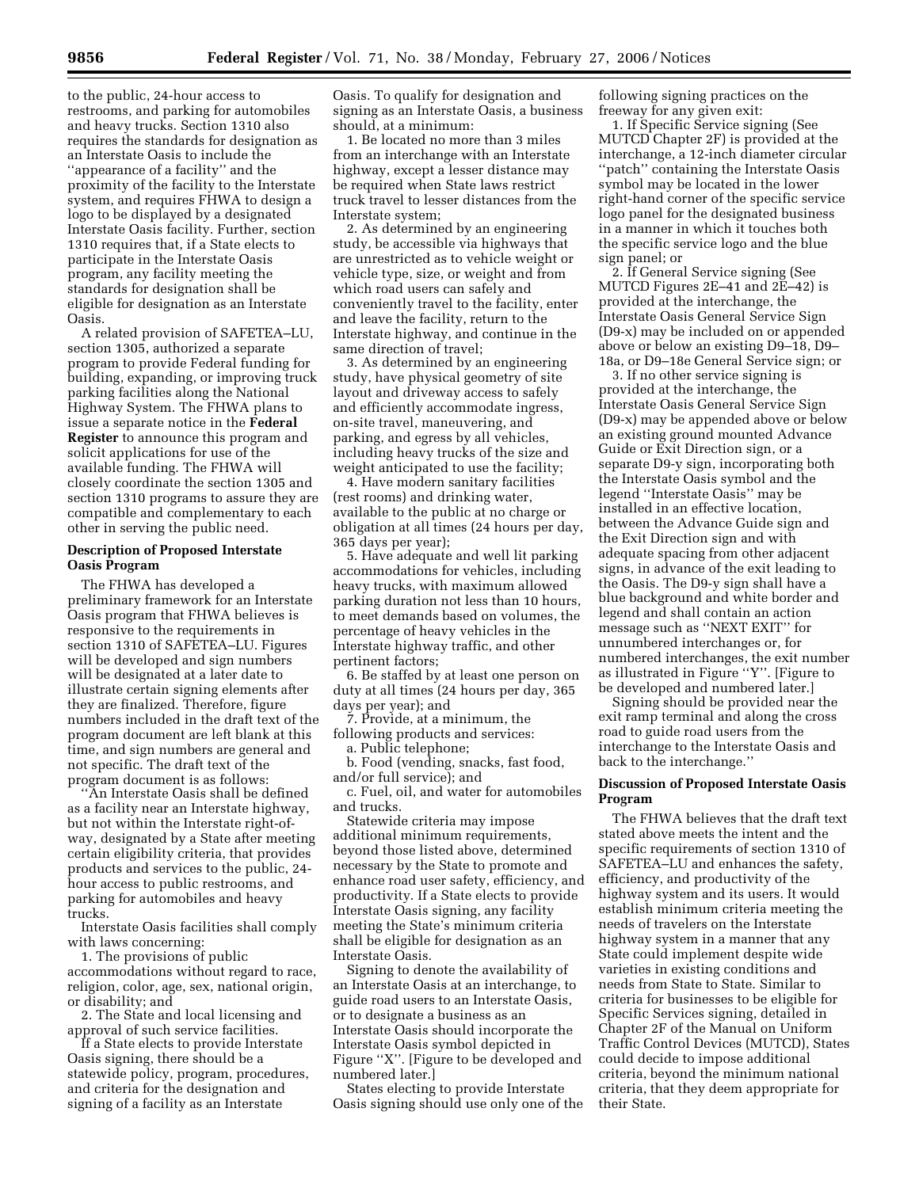to the public, 24-hour access to restrooms, and parking for automobiles and heavy trucks. Section 1310 also requires the standards for designation as an Interstate Oasis to include the ''appearance of a facility'' and the proximity of the facility to the Interstate system, and requires FHWA to design a logo to be displayed by a designated Interstate Oasis facility. Further, section 1310 requires that, if a State elects to participate in the Interstate Oasis program, any facility meeting the standards for designation shall be eligible for designation as an Interstate Oasis.

A related provision of SAFETEA–LU, section 1305, authorized a separate program to provide Federal funding for building, expanding, or improving truck parking facilities along the National Highway System. The FHWA plans to issue a separate notice in the **Federal Register** to announce this program and solicit applications for use of the available funding. The FHWA will closely coordinate the section 1305 and section 1310 programs to assure they are compatible and complementary to each other in serving the public need.

**Description of Proposed Interstate Oasis Program**

The FHWA has developed a preliminary framework for an Interstate Oasis program that FHWA believes is responsive to the requirements in section 1310 of SAFETEA–LU. Figures will be developed and sign numbers will be designated at a later date to illustrate certain signing elements after they are finalized. Therefore, figure numbers included in the draft text of the program document are left blank at this time, and sign numbers are general and not specific. The draft text of the program document is as follows:

''An Interstate Oasis shall be defined as a facility near an Interstate highway, but not within the Interstate right-of-way, designated by a State after meeting certain eligibility criteria, that provides products and services to the public, 24-hour access to public restrooms, and parking for automobiles and heavy trucks.

Interstate Oasis facilities shall comply with laws concerning:

1. The provisions of public accommodations without regard to race, religion, color, age, sex, national origin, or disability; and
2. The State and local licensing and approval of such service facilities.

If a State elects to provide Interstate Oasis signing, there should be a statewide policy, program, procedures, and criteria for the designation and signing of a facility as an Interstate Oasis. To qualify for designation and signing as an Interstate Oasis, a business should, at a minimum:

1. Be located no more than 3 miles from an interchange with an Interstate highway, except a lesser distance may be required when State laws restrict truck travel to lesser distances from the Interstate system;
2. As determined by an engineering study, be accessible via highways that are unrestricted as to vehicle weight or vehicle type, size, or weight and from which road users can safely and conveniently travel to the facility, enter and leave the facility, return to the Interstate highway, and continue in the same direction of travel;
3. As determined by an engineering study, have physical geometry of site layout and driveway access to safely and efficiently accommodate ingress, on-site travel, maneuvering, and parking, and egress by all vehicles, including heavy trucks of the size and weight anticipated to use the facility;
4. Have modern sanitary facilities (rest rooms) and drinking water, available to the public at no charge or obligation at all times (24 hours per day, 365 days per year);
5. Have adequate and well lit parking accommodations for vehicles, including heavy trucks, with maximum allowed parking duration not less than 10 hours, to meet demands based on volumes, the percentage of heavy vehicles in the Interstate highway traffic, and other pertinent factors;
6. Be staffed by at least one person on duty at all times (24 hours per day, 365 days per year); and
7. Provide, at a minimum, the following products and services:
   a. Public telephone;
   b. Food (vending, snacks, fast food, and/or full service); and
   c. Fuel, oil, and water for automobiles and trucks.

Statewide criteria may impose additional minimum requirements, beyond those listed above, determined necessary by the State to promote and enhance road user safety, efficiency, and productivity. If a State elects to provide Interstate Oasis signing, any facility meeting the State's minimum criteria shall be eligible for designation as an Interstate Oasis.

Signing to denote the availability of an Interstate Oasis at an interchange, to guide road users to an Interstate Oasis, or to designate a business as an Interstate Oasis should incorporate the Interstate Oasis symbol depicted in Figure ''X''. [Figure to be developed and numbered later.]

States electing to provide Interstate Oasis signing should use only one of the following signing practices on the freeway for any given exit:

1. If Specific Service signing (See MUTCD Chapter 2F) is provided at the interchange, a 12-inch diameter circular ''patch'' containing the Interstate Oasis symbol may be located in the lower right-hand corner of the specific service logo panel for the designated business in a manner in which it touches both the specific service logo and the blue sign panel; or
2. If General Service signing (See MUTCD Figures 2E–41 and 2E–42) is provided at the interchange, the Interstate Oasis General Service Sign (D9-x) may be included on or appended above or below an existing D9–18, D9–18a, or D9–18e General Service sign; or
3. If no other service signing is provided at the interchange, the Interstate Oasis General Service Sign (D9-x) may be appended above or below an existing ground mounted Advance Guide or Exit Direction sign, or a separate D9-y sign, incorporating both the Interstate Oasis symbol and the legend ''Interstate Oasis'' may be installed in an effective location, between the Advance Guide sign and the Exit Direction sign and with adequate spacing from other adjacent signs, in advance of the exit leading to the Oasis. The D9-y sign shall have a blue background and white border and legend and shall contain an action message such as ''NEXT EXIT'' for unnumbered interchanges or, for numbered interchanges, the exit number as illustrated in Figure ''Y''. [Figure to be developed and numbered later.]

Signing should be provided near the exit ramp terminal and along the cross road to guide road users from the interchange to the Interstate Oasis and back to the interchange.''

**Discussion of Proposed Interstate Oasis Program**

The FHWA believes that the draft text stated above meets the intent and the specific requirements of section 1310 of SAFETEA–LU and enhances the safety, efficiency, and productivity of the highway system and its users. It would establish minimum criteria meeting the needs of travelers on the Interstate highway system in a manner that any State could implement despite wide varieties in existing conditions and needs from State to State. Similar to criteria for businesses to be eligible for Specific Services signing, detailed in Chapter 2F of the Manual on Uniform Traffic Control Devices (MUTCD), States could decide to impose additional criteria, beyond the minimum national criteria, that they deem appropriate for their State.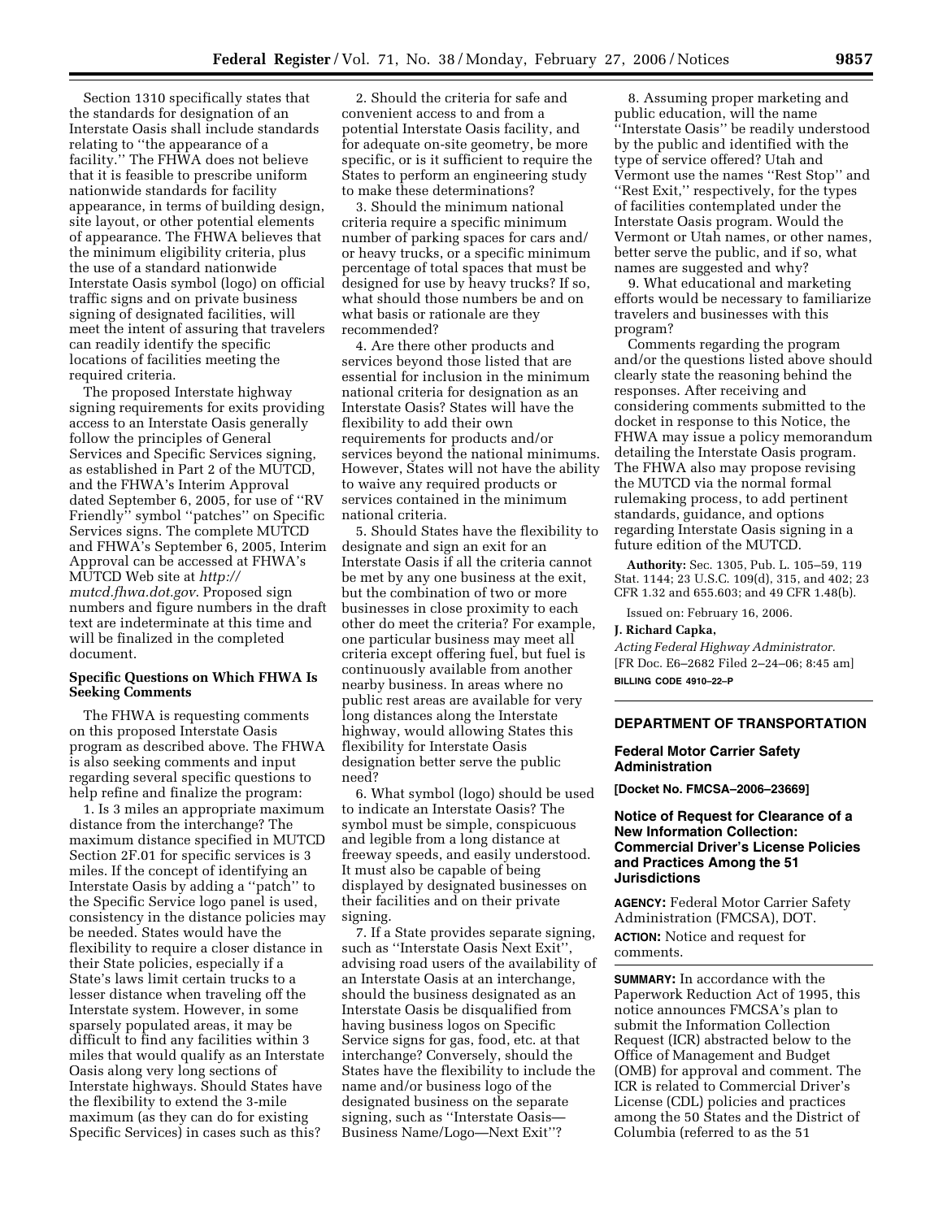Section 1310 specifically states that the standards for designation of an Interstate Oasis shall include standards relating to ''the appearance of a facility.'' The FHWA does not believe that it is feasible to prescribe uniform nationwide standards for facility appearance, in terms of building design, site layout, or other potential elements of appearance. The FHWA believes that the minimum eligibility criteria, plus the use of a standard nationwide Interstate Oasis symbol (logo) on official traffic signs and on private business signing of designated facilities, will meet the intent of assuring that travelers can readily identify the specific locations of facilities meeting the required criteria.

The proposed Interstate highway signing requirements for exits providing access to an Interstate Oasis generally follow the principles of General Services and Specific Services signing, as established in Part 2 of the MUTCD, and the FHWA's Interim Approval dated September 6, 2005, for use of ''RV Friendly'' symbol ''patches'' on Specific Services signs. The complete MUTCD and FHWA's September 6, 2005, Interim Approval can be accessed at FHWA's MUTCD Web site at *http://mutcd.fhwa.dot.gov*. Proposed sign numbers and figure numbers in the draft text are indeterminate at this time and will be finalized in the completed document.

### Specific Questions on Which FHWA Is Seeking Comments

The FHWA is requesting comments on this proposed Interstate Oasis program as described above. The FHWA is also seeking comments and input regarding several specific questions to help refine and finalize the program:

1. Is 3 miles an appropriate maximum distance from the interchange? The maximum distance specified in MUTCD Section 2F.01 for specific services is 3 miles. If the concept of identifying an Interstate Oasis by adding a ''patch'' to the Specific Service logo panel is used, consistency in the distance policies may be needed. States would have the flexibility to require a closer distance in their State policies, especially if a State's laws limit certain trucks to a lesser distance when traveling off the Interstate system. However, in some sparsely populated areas, it may be difficult to find any facilities within 3 miles that would qualify as an Interstate Oasis along very long sections of Interstate highways. Should States have the flexibility to extend the 3-mile maximum (as they can do for existing Specific Services) in cases such as this?

2. Should the criteria for safe and convenient access to and from a potential Interstate Oasis facility, and for adequate on-site geometry, be more specific, or is it sufficient to require the States to perform an engineering study to make these determinations?

3. Should the minimum national criteria require a specific minimum number of parking spaces for cars and/or heavy trucks, or a specific minimum percentage of total spaces that must be designed for use by heavy trucks? If so, what should those numbers be and on what basis or rationale are they recommended?

4. Are there other products and services beyond those listed that are essential for inclusion in the minimum national criteria for designation as an Interstate Oasis? States will have the flexibility to add their own requirements for products and/or services beyond the national minimums. However, States will not have the ability to waive any required products or services contained in the minimum national criteria.

5. Should States have the flexibility to designate and sign an exit for an Interstate Oasis if all the criteria cannot be met by any one business at the exit, but the combination of two or more businesses in close proximity to each other do meet the criteria? For example, one particular business may meet all criteria except offering fuel, but fuel is continuously available from another nearby business. In areas where no public rest areas are available for very long distances along the Interstate highway, would allowing States this flexibility for Interstate Oasis designation better serve the public need?

6. What symbol (logo) should be used to indicate an Interstate Oasis? The symbol must be simple, conspicuous and legible from a long distance at freeway speeds, and easily understood. It must also be capable of being displayed by designated businesses on their facilities and on their private signing.

7. If a State provides separate signing, such as ''Interstate Oasis Next Exit'', advising road users of the availability of an Interstate Oasis at an interchange, should the business designated as an Interstate Oasis be disqualified from having business logos on Specific Service signs for gas, food, etc. at that interchange? Conversely, should the States have the flexibility to include the name and/or business logo of the designated business on the separate signing, such as ''Interstate Oasis—Business Name/Logo—Next Exit''?

8. Assuming proper marketing and public education, will the name ''Interstate Oasis'' be readily understood by the public and identified with the type of service offered? Utah and Vermont use the names ''Rest Stop'' and ''Rest Exit,'' respectively, for the types of facilities contemplated under the Interstate Oasis program. Would the Vermont or Utah names, or other names, better serve the public, and if so, what names are suggested and why?

9. What educational and marketing efforts would be necessary to familiarize travelers and businesses with this program?

Comments regarding the program and/or the questions listed above should clearly state the reasoning behind the responses. After receiving and considering comments submitted to the docket in response to this Notice, the FHWA may issue a policy memorandum detailing the Interstate Oasis program. The FHWA also may propose revising the MUTCD via the normal formal rulemaking process, to add pertinent standards, guidance, and options regarding Interstate Oasis signing in a future edition of the MUTCD.

**Authority:** Sec. 1305, Pub. L. 105–59, 119 Stat. 1144; 23 U.S.C. 109(d), 315, and 402; 23 CFR 1.32 and 655.603; and 49 CFR 1.48(b).

Issued on: February 16, 2006.

**J. Richard Capka,**

*Acting Federal Highway Administrator.*

[FR Doc. E6–2682 Filed 2–24–06; 8:45 am]

**BILLING CODE 4910–22–P**

## DEPARTMENT OF TRANSPORTATION

### Federal Motor Carrier Safety Administration

**[Docket No. FMCSA–2006–23669]**

### Notice of Request for Clearance of a New Information Collection: Commercial Driver's License Policies and Practices Among the 51 Jurisdictions

**AGENCY:** Federal Motor Carrier Safety Administration (FMCSA), DOT.

**ACTION:** Notice and request for comments.

**SUMMARY:** In accordance with the Paperwork Reduction Act of 1995, this notice announces FMCSA's plan to submit the Information Collection Request (ICR) abstracted below to the Office of Management and Budget (OMB) for approval and comment. The ICR is related to Commercial Driver's License (CDL) policies and practices among the 50 States and the District of Columbia (referred to as the 51